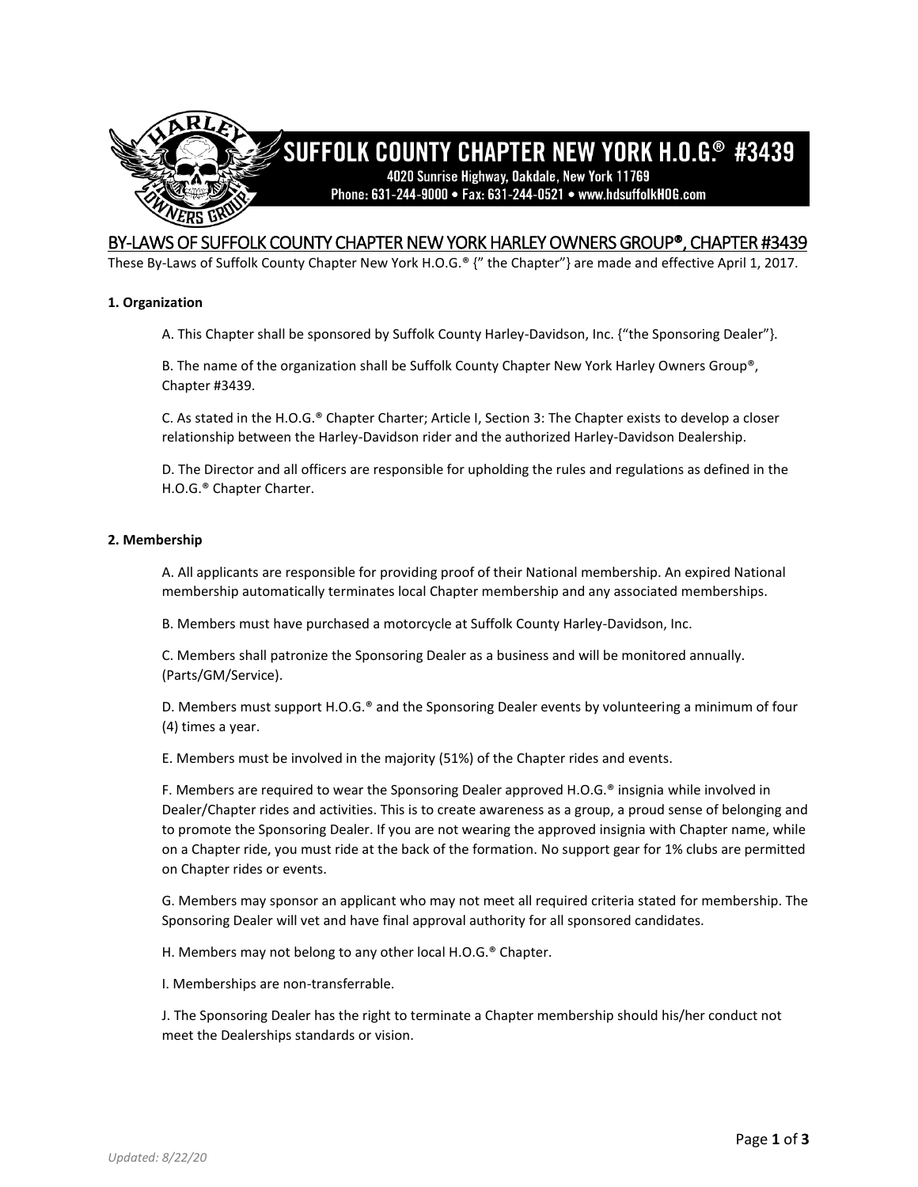# SUFFOLK COUNTY CHAPTER NEW YORK H.O.G.® #3439

4020 Sunrise Highway, Oakdale, New York 11769
Phone: 631-244-9000 • Fax: 631-244-0521 • www.hdsuffolkHOG.com

## BY-LAWS OF SUFFOLK COUNTY CHAPTER NEW YORK HARLEY OWNERS GROUP®, CHAPTER #3439

These By-Laws of Suffolk County Chapter New York H.O.G.® {" the Chapter"} are made and effective April 1, 2017.

**1. Organization**

A. This Chapter shall be sponsored by Suffolk County Harley-Davidson, Inc. {"the Sponsoring Dealer"}.

B. The name of the organization shall be Suffolk County Chapter New York Harley Owners Group®, Chapter #3439.

C. As stated in the H.O.G.® Chapter Charter; Article I, Section 3: The Chapter exists to develop a closer relationship between the Harley-Davidson rider and the authorized Harley-Davidson Dealership.

D. The Director and all officers are responsible for upholding the rules and regulations as defined in the H.O.G.® Chapter Charter.

**2. Membership**

A. All applicants are responsible for providing proof of their National membership. An expired National membership automatically terminates local Chapter membership and any associated memberships.

B. Members must have purchased a motorcycle at Suffolk County Harley-Davidson, Inc.

C. Members shall patronize the Sponsoring Dealer as a business and will be monitored annually. (Parts/GM/Service).

D. Members must support H.O.G.® and the Sponsoring Dealer events by volunteering a minimum of four (4) times a year.

E. Members must be involved in the majority (51%) of the Chapter rides and events.

F. Members are required to wear the Sponsoring Dealer approved H.O.G.® insignia while involved in Dealer/Chapter rides and activities. This is to create awareness as a group, a proud sense of belonging and to promote the Sponsoring Dealer. If you are not wearing the approved insignia with Chapter name, while on a Chapter ride, you must ride at the back of the formation. No support gear for 1% clubs are permitted on Chapter rides or events.

G. Members may sponsor an applicant who may not meet all required criteria stated for membership. The Sponsoring Dealer will vet and have final approval authority for all sponsored candidates.

H. Members may not belong to any other local H.O.G.® Chapter.

I. Memberships are non-transferrable.

J. The Sponsoring Dealer has the right to terminate a Chapter membership should his/her conduct not meet the Dealerships standards or vision.

*Updated: 8/22/20*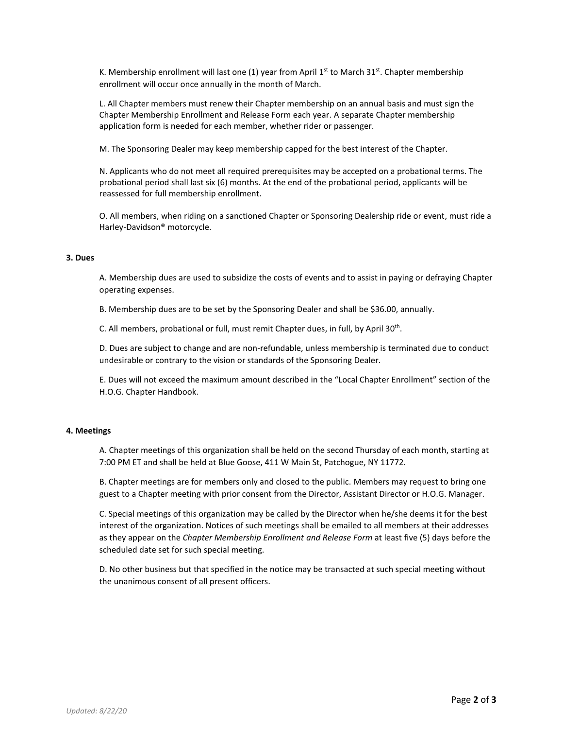K. Membership enrollment will last one (1) year from April 1st to March 31st. Chapter membership enrollment will occur once annually in the month of March.

L. All Chapter members must renew their Chapter membership on an annual basis and must sign the Chapter Membership Enrollment and Release Form each year. A separate Chapter membership application form is needed for each member, whether rider or passenger.

M. The Sponsoring Dealer may keep membership capped for the best interest of the Chapter.

N. Applicants who do not meet all required prerequisites may be accepted on a probational terms. The probational period shall last six (6) months. At the end of the probational period, applicants will be reassessed for full membership enrollment.

O. All members, when riding on a sanctioned Chapter or Sponsoring Dealership ride or event, must ride a Harley-Davidson® motorcycle.

**3. Dues**

A. Membership dues are used to subsidize the costs of events and to assist in paying or defraying Chapter operating expenses.

B. Membership dues are to be set by the Sponsoring Dealer and shall be $36.00, annually.

C. All members, probational or full, must remit Chapter dues, in full, by April 30th.

D. Dues are subject to change and are non-refundable, unless membership is terminated due to conduct undesirable or contrary to the vision or standards of the Sponsoring Dealer.

E. Dues will not exceed the maximum amount described in the "Local Chapter Enrollment" section of the H.O.G. Chapter Handbook.

**4. Meetings**

A. Chapter meetings of this organization shall be held on the second Thursday of each month, starting at 7:00 PM ET and shall be held at Blue Goose, 411 W Main St, Patchogue, NY 11772.

B. Chapter meetings are for members only and closed to the public. Members may request to bring one guest to a Chapter meeting with prior consent from the Director, Assistant Director or H.O.G. Manager.

C. Special meetings of this organization may be called by the Director when he/she deems it for the best interest of the organization. Notices of such meetings shall be emailed to all members at their addresses as they appear on the *Chapter Membership Enrollment and Release Form* at least five (5) days before the scheduled date set for such special meeting.

D. No other business but that specified in the notice may be transacted at such special meeting without the unanimous consent of all present officers.

*Updated: 8/22/20*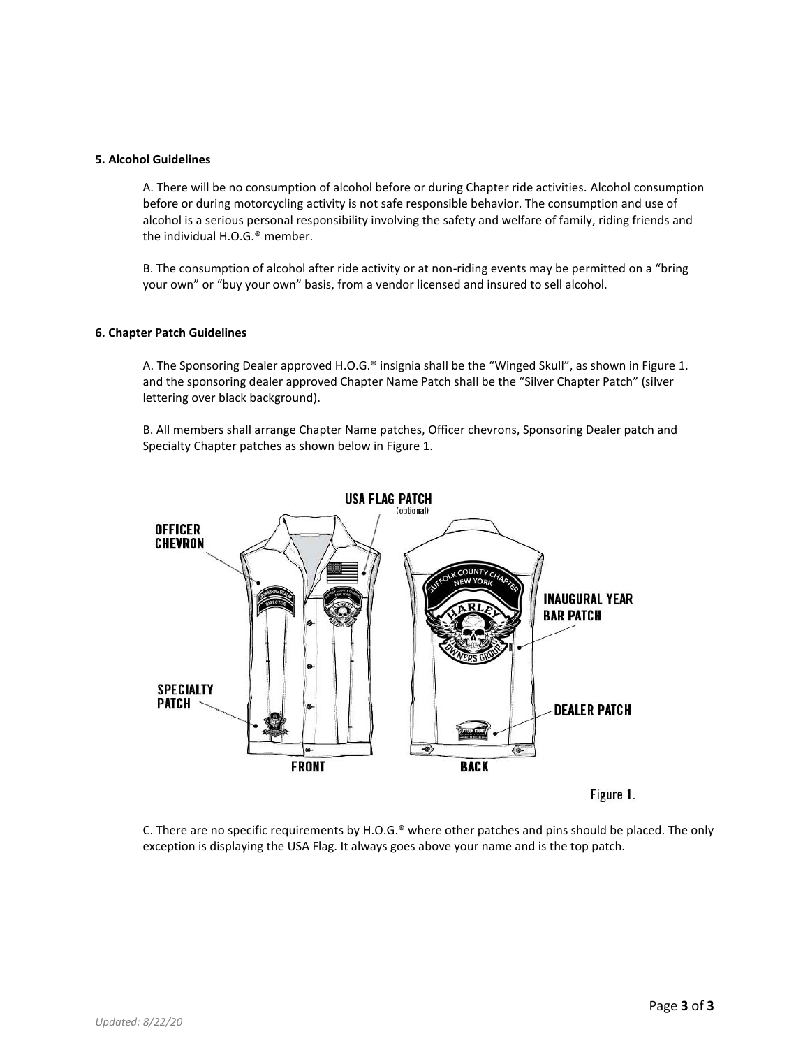**5. Alcohol Guidelines**

A. There will be no consumption of alcohol before or during Chapter ride activities. Alcohol consumption before or during motorcycling activity is not safe responsible behavior. The consumption and use of alcohol is a serious personal responsibility involving the safety and welfare of family, riding friends and the individual H.O.G.® member.

B. The consumption of alcohol after ride activity or at non-riding events may be permitted on a "bring your own" or "buy your own" basis, from a vendor licensed and insured to sell alcohol.

**6. Chapter Patch Guidelines**

A. The Sponsoring Dealer approved H.O.G.® insignia shall be the "Winged Skull", as shown in Figure 1. and the sponsoring dealer approved Chapter Name Patch shall be the "Silver Chapter Patch" (silver lettering over black background).

B. All members shall arrange Chapter Name patches, Officer chevrons, Sponsoring Dealer patch and Specialty Chapter patches as shown below in Figure 1.

USA FLAG PATCH
(optional)
OFFICER CHEVRON
SPECIALTY PATCH
INAUGURAL YEAR BAR PATCH
DEALER PATCH
FRONT
BACK

Figure 1.

C. There are no specific requirements by H.O.G.® where other patches and pins should be placed. The only exception is displaying the USA Flag. It always goes above your name and is the top patch.